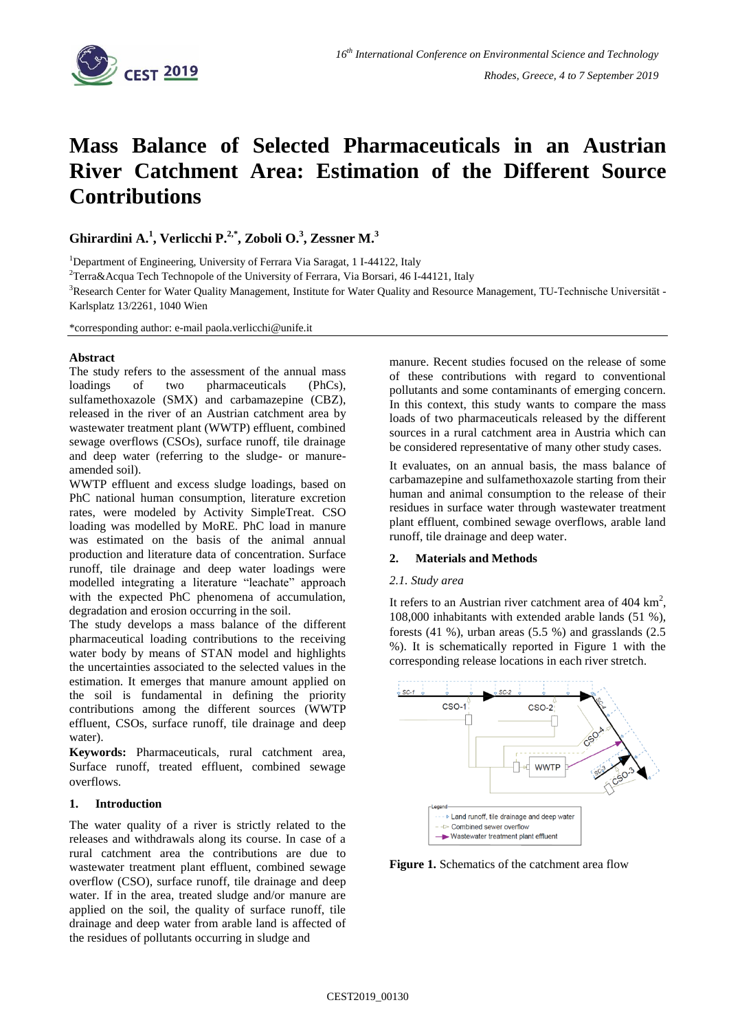# Mass Balance of Selected Pharmaceuticals in an Austrian River Catchment Area: Estimation of the Different Source Contributions

**Ghirardini A.[1], Verlicchi P.[2,*], Zoboli O.[3], Zessner M.[3]**

[1]Department of Engineering, University of Ferrara Via Saragat, 1 I-44122, Italy

[2]Terra&Acqua Tech Technopole of the University of Ferrara, Via Borsari, 46 I-44121, Italy

[3]Research Center for Water Quality Management, Institute for Water Quality and Resource Management, TU-Technische Universität - Karlsplatz 13/2261, 1040 Wien

*corresponding author: e-mail paola.verlicchi@unife.it

**Abstract**

The study refers to the assessment of the annual mass loadings of two pharmaceuticals (PhCs), sulfamethoxazole (SMX) and carbamazepine (CBZ), released in the river of an Austrian catchment area by wastewater treatment plant (WWTP) effluent, combined sewage overflows (CSOs), surface runoff, tile drainage and deep water (referring to the sludge- or manure-amended soil).

WWTP effluent and excess sludge loadings, based on PhC national human consumption, literature excretion rates, were modeled by Activity SimpleTreat. CSO loading was modelled by MoRE. PhC load in manure was estimated on the basis of the animal annual production and literature data of concentration. Surface runoff, tile drainage and deep water loadings were modelled integrating a literature "leachate" approach with the expected PhC phenomena of accumulation, degradation and erosion occurring in the soil.

The study develops a mass balance of the different pharmaceutical loading contributions to the receiving water body by means of STAN model and highlights the uncertainties associated to the selected values in the estimation. It emerges that manure amount applied on the soil is fundamental in defining the priority contributions among the different sources (WWTP effluent, CSOs, surface runoff, tile drainage and deep water).

**Keywords:** Pharmaceuticals, rural catchment area, Surface runoff, treated effluent, combined sewage overflows.

## 1. Introduction

The water quality of a river is strictly related to the releases and withdrawals along its course. In case of a rural catchment area the contributions are due to wastewater treatment plant effluent, combined sewage overflow (CSO), surface runoff, tile drainage and deep water. If in the area, treated sludge and/or manure are applied on the soil, the quality of surface runoff, tile drainage and deep water from arable land is affected of the residues of pollutants occurring in sludge and manure. Recent studies focused on the release of some of these contributions with regard to conventional pollutants and some contaminants of emerging concern. In this context, this study wants to compare the mass loads of two pharmaceuticals released by the different sources in a rural catchment area in Austria which can be considered representative of many other study cases.

It evaluates, on an annual basis, the mass balance of carbamazepine and sulfamethoxazole starting from their human and animal consumption to the release of their residues in surface water through wastewater treatment plant effluent, combined sewage overflows, arable land runoff, tile drainage and deep water.

## 2. Materials and Methods

### *2.1. Study area*

It refers to an Austrian river catchment area of 404 km$^2$, 108,000 inhabitants with extended arable lands (51 %), forests (41 %), urban areas (5.5 %) and grasslands (2.5 %). It is schematically reported in Figure 1 with the corresponding release locations in each river stretch.

**Figure 1.** Schematics of the catchment area flow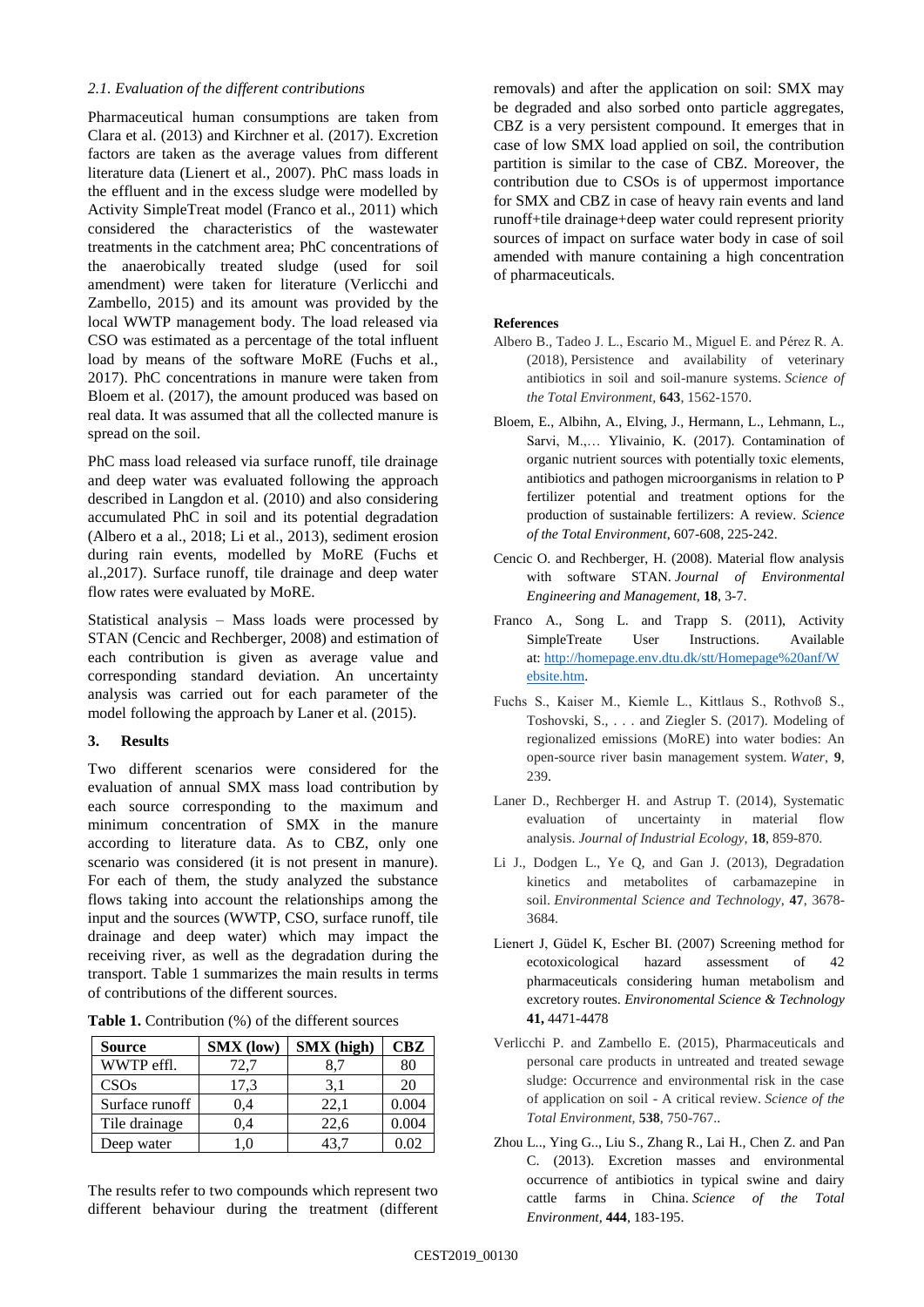### 2.1. Evaluation of the different contributions

Pharmaceutical human consumptions are taken from Clara et al. (2013) and Kirchner et al. (2017). Excretion factors are taken as the average values from different literature data (Lienert et al., 2007). PhC mass loads in the effluent and in the excess sludge were modelled by Activity SimpleTreat model (Franco et al., 2011) which considered the characteristics of the wastewater treatments in the catchment area; PhC concentrations of the anaerobically treated sludge (used for soil amendment) were taken for literature (Verlicchi and Zambello, 2015) and its amount was provided by the local WWTP management body. The load released via CSO was estimated as a percentage of the total influent load by means of the software MoRE (Fuchs et al., 2017). PhC concentrations in manure were taken from Bloem et al. (2017), the amount produced was based on real data. It was assumed that all the collected manure is spread on the soil.

PhC mass load released via surface runoff, tile drainage and deep water was evaluated following the approach described in Langdon et al. (2010) and also considering accumulated PhC in soil and its potential degradation (Albero et a al., 2018; Li et al., 2013), sediment erosion during rain events, modelled by MoRE (Fuchs et al.,2017). Surface runoff, tile drainage and deep water flow rates were evaluated by MoRE.

Statistical analysis – Mass loads were processed by STAN (Cencic and Rechberger, 2008) and estimation of each contribution is given as average value and corresponding standard deviation. An uncertainty analysis was carried out for each parameter of the model following the approach by Laner et al. (2015).

## 3. Results

Two different scenarios were considered for the evaluation of annual SMX mass load contribution by each source corresponding to the maximum and minimum concentration of SMX in the manure according to literature data. As to CBZ, only one scenario was considered (it is not present in manure). For each of them, the study analyzed the substance flows taking into account the relationships among the input and the sources (WWTP, CSO, surface runoff, tile drainage and deep water) which may impact the receiving river, as well as the degradation during the transport. Table 1 summarizes the main results in terms of contributions of the different sources.

**Table 1.** Contribution (%) of the different sources

| Source | SMX (low) | SMX (high) | CBZ |
|---|---|---|---|
| WWTP effl. | 72,7 | 8,7 | 80 |
| CSOs | 17,3 | 3,1 | 20 |
| Surface runoff | 0,4 | 22,1 | 0.004 |
| Tile drainage | 0,4 | 22,6 | 0.004 |
| Deep water | 1,0 | 43,7 | 0.02 |

The results refer to two compounds which represent two different behaviour during the treatment (different removals) and after the application on soil: SMX may be degraded and also sorbed onto particle aggregates, CBZ is a very persistent compound. It emerges that in case of low SMX load applied on soil, the contribution partition is similar to the case of CBZ. Moreover, the contribution due to CSOs is of uppermost importance for SMX and CBZ in case of heavy rain events and land runoff+tile drainage+deep water could represent priority sources of impact on surface water body in case of soil amended with manure containing a high concentration of pharmaceuticals.

#### References

Albero B., Tadeo J. L., Escario M., Miguel E. and Pérez R. A. (2018), Persistence and availability of veterinary antibiotics in soil and soil-manure systems. *Science of the Total Environment*, **643**, 1562-1570.

Bloem, E., Albihn, A., Elving, J., Hermann, L., Lehmann, L., Sarvi, M.,… Ylivainio, K. (2017). Contamination of organic nutrient sources with potentially toxic elements, antibiotics and pathogen microorganisms in relation to P fertilizer potential and treatment options for the production of sustainable fertilizers: A review. *Science of the Total Environment*, 607-608, 225-242.

Cencic O. and Rechberger, H. (2008). Material flow analysis with software STAN. *Journal of Environmental Engineering and Management*, **18**, 3-7.

Franco A., Song L. and Trapp S. (2011), Activity SimpleTreate User Instructions. Available at: http://homepage.env.dtu.dk/stt/Homepage%20anf/Website.htm.

Fuchs S., Kaiser M., Kiemle L., Kittlaus S., Rothvoß S., Toshovski, S., . . . and Ziegler S. (2017). Modeling of regionalized emissions (MoRE) into water bodies: An open-source river basin management system. *Water*, **9**, 239.

Laner D., Rechberger H. and Astrup T. (2014), Systematic evaluation of uncertainty in material flow analysis. *Journal of Industrial Ecology*, **18**, 859-870.

Li J., Dodgen L., Ye Q, and Gan J. (2013), Degradation kinetics and metabolites of carbamazepine in soil. *Environmental Science and Technology*, **47**, 3678-3684.

Lienert J, Güdel K, Escher BI. (2007) Screening method for ecotoxicological hazard assessment of 42 pharmaceuticals considering human metabolism and excretory routes. *Environomental Science & Technology* **41,** 4471-4478

Verlicchi P. and Zambello E. (2015), Pharmaceuticals and personal care products in untreated and treated sewage sludge: Occurrence and environmental risk in the case of application on soil - A critical review. *Science of the Total Environment*, **538**, 750-767..

Zhou L.., Ying G.., Liu S., Zhang R., Lai H., Chen Z. and Pan C. (2013). Excretion masses and environmental occurrence of antibiotics in typical swine and dairy cattle farms in China. *Science of the Total Environment*, **444**, 183-195.